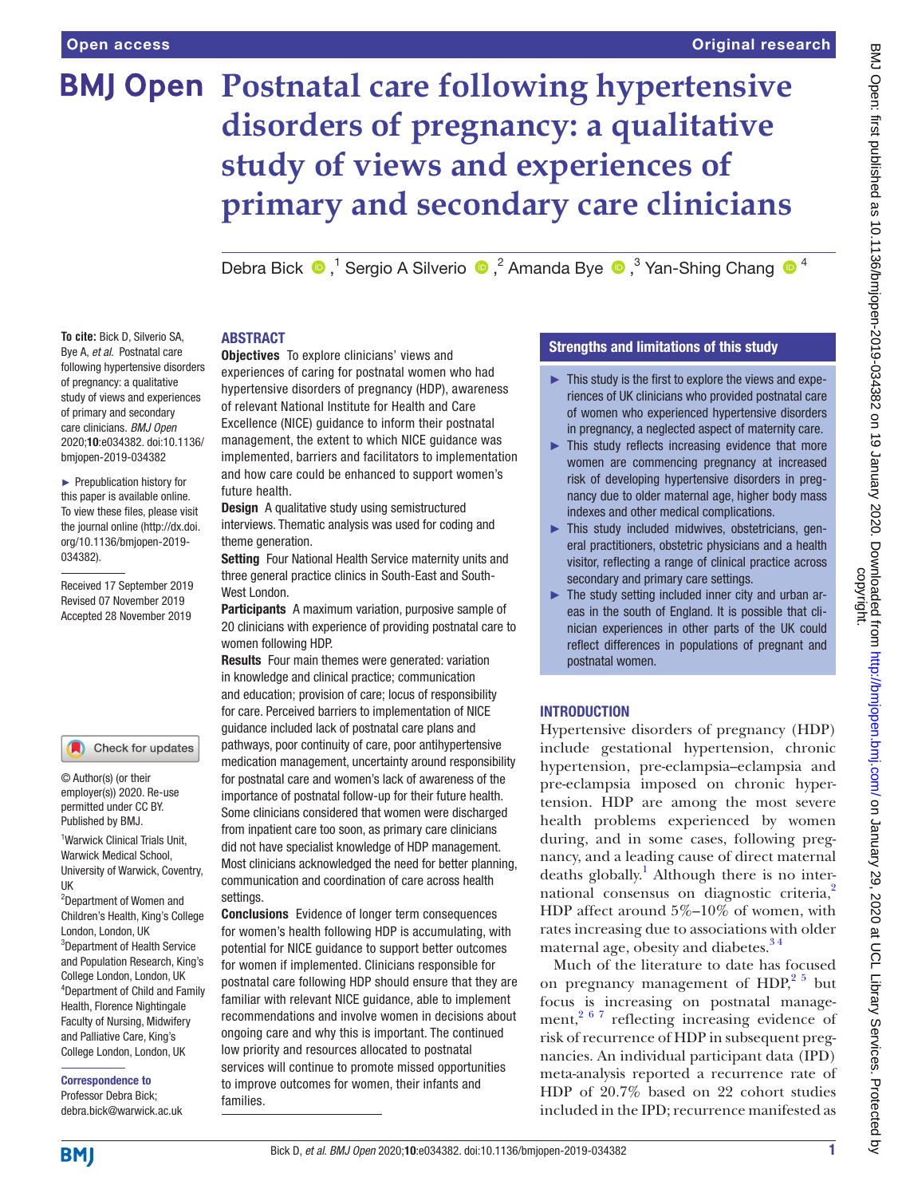Open access

Original research

# Postnatal care following hypertensive disorders of pregnancy: a qualitative study of views and experiences of primary and secondary care clinicians

Debra Bick,[1] Sergio A Silverio,[2] Amanda Bye,[3] Yan-Shing Chang[4]

**To cite:** Bick D, Silverio SA, Bye A, *et al*. Postnatal care following hypertensive disorders of pregnancy: a qualitative study of views and experiences of primary and secondary care clinicians. *BMJ Open* 2020;**10**:e034382. doi:10.1136/bmjopen-2019-034382

► Prepublication history for this paper is available online. To view these files, please visit the journal online (http://dx.doi.org/10.1136/bmjopen-2019-034382).

Received 17 September 2019
Revised 07 November 2019
Accepted 28 November 2019

© Author(s) (or their employer(s)) 2020. Re-use permitted under CC BY. Published by BMJ.

[1]Warwick Clinical Trials Unit, Warwick Medical School, University of Warwick, Coventry, UK
[2]Department of Women and Children's Health, King's College London, London, UK
[3]Department of Health Service and Population Research, King's College London, London, UK
[4]Department of Child and Family Health, Florence Nightingale Faculty of Nursing, Midwifery and Palliative Care, King's College London, London, UK

**Correspondence to**
Professor Debra Bick;
debra.bick@warwick.ac.uk

## ABSTRACT

**Objectives** To explore clinicians' views and experiences of caring for postnatal women who had hypertensive disorders of pregnancy (HDP), awareness of relevant National Institute for Health and Care Excellence (NICE) guidance to inform their postnatal management, the extent to which NICE guidance was implemented, barriers and facilitators to implementation and how care could be enhanced to support women's future health.

**Design** A qualitative study using semistructured interviews. Thematic analysis was used for coding and theme generation.

**Setting** Four National Health Service maternity units and three general practice clinics in South-East and South-West London.

**Participants** A maximum variation, purposive sample of 20 clinicians with experience of providing postnatal care to women following HDP.

**Results** Four main themes were generated: variation in knowledge and clinical practice; communication and education; provision of care; locus of responsibility for care. Perceived barriers to implementation of NICE guidance included lack of postnatal care plans and pathways, poor continuity of care, poor antihypertensive medication management, uncertainty around responsibility for postnatal care and women's lack of awareness of the importance of postnatal follow-up for their future health. Some clinicians considered that women were discharged from inpatient care too soon, as primary care clinicians did not have specialist knowledge of HDP management. Most clinicians acknowledged the need for better planning, communication and coordination of care across health settings.

**Conclusions** Evidence of longer term consequences for women's health following HDP is accumulating, with potential for NICE guidance to support better outcomes for women if implemented. Clinicians responsible for postnatal care following HDP should ensure that they are familiar with relevant NICE guidance, able to implement recommendations and involve women in decisions about ongoing care and why this is important. The continued low priority and resources allocated to postnatal services will continue to promote missed opportunities to improve outcomes for women, their infants and families.

## Strengths and limitations of this study

- ► This study is the first to explore the views and experiences of UK clinicians who provided postnatal care of women who experienced hypertensive disorders in pregnancy, a neglected aspect of maternity care.
- ► This study reflects increasing evidence that more women are commencing pregnancy at increased risk of developing hypertensive disorders in pregnancy due to older maternal age, higher body mass indexes and other medical complications.
- ► This study included midwives, obstetricians, general practitioners, obstetric physicians and a health visitor, reflecting a range of clinical practice across secondary and primary care settings.
- ► The study setting included inner city and urban areas in the south of England. It is possible that clinician experiences in other parts of the UK could reflect differences in populations of pregnant and postnatal women.

## INTRODUCTION

Hypertensive disorders of pregnancy (HDP) include gestational hypertension, chronic hypertension, pre-eclampsia–eclampsia and pre-eclampsia imposed on chronic hypertension. HDP are among the most severe health problems experienced by women during, and in some cases, following pregnancy, and a leading cause of direct maternal deaths globally.[1] Although there is no international consensus on diagnostic criteria,[2] HDP affect around 5%–10% of women, with rates increasing due to associations with older maternal age, obesity and diabetes.[3 4]

Much of the literature to date has focused on pregnancy management of HDP,[2 5] but focus is increasing on postnatal management,[2 6 7] reflecting increasing evidence of risk of recurrence of HDP in subsequent pregnancies. An individual participant data (IPD) meta-analysis reported a recurrence rate of HDP of 20.7% based on 22 cohort studies included in the IPD; recurrence manifested as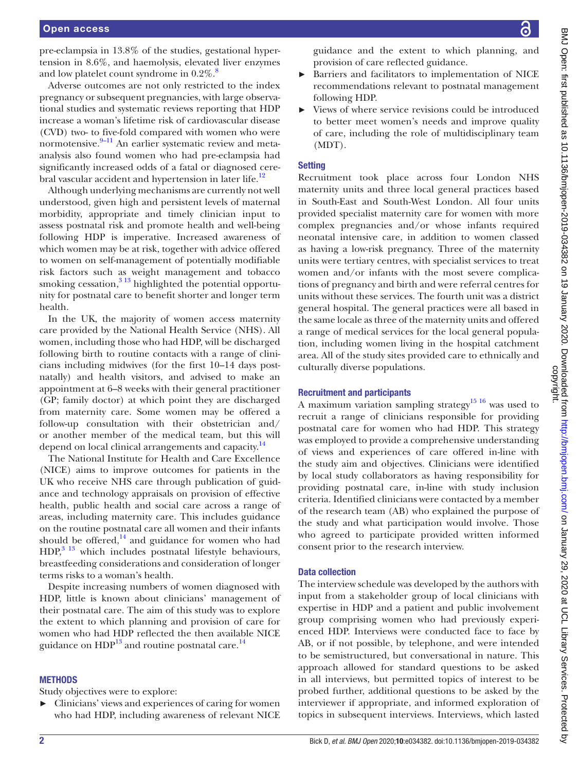pre-eclampsia in 13.8% of the studies, gestational hypertension in 8.6%, and haemolysis, elevated liver enzymes and low platelet count syndrome in 0.2%.[8]

Adverse outcomes are not only restricted to the index pregnancy or subsequent pregnancies, with large observational studies and systematic reviews reporting that HDP increase a woman's lifetime risk of cardiovascular disease (CVD) two- to five-fold compared with women who were normotensive.[9–11] An earlier systematic review and meta-analysis also found women who had pre-eclampsia had significantly increased odds of a fatal or diagnosed cerebral vascular accident and hypertension in later life.[12]

Although underlying mechanisms are currently not well understood, given high and persistent levels of maternal morbidity, appropriate and timely clinician input to assess postnatal risk and promote health and well-being following HDP is imperative. Increased awareness of which women may be at risk, together with advice offered to women on self-management of potentially modifiable risk factors such as weight management and tobacco smoking cessation,[3 13] highlighted the potential opportunity for postnatal care to benefit shorter and longer term health.

In the UK, the majority of women access maternity care provided by the National Health Service (NHS). All women, including those who had HDP, will be discharged following birth to routine contacts with a range of clinicians including midwives (for the first 10–14 days postnatally) and health visitors, and advised to make an appointment at 6–8 weeks with their general practitioner (GP; family doctor) at which point they are discharged from maternity care. Some women may be offered a follow-up consultation with their obstetrician and/or another member of the medical team, but this will depend on local clinical arrangements and capacity.[14]

The National Institute for Health and Care Excellence (NICE) aims to improve outcomes for patients in the UK who receive NHS care through publication of guidance and technology appraisals on provision of effective health, public health and social care across a range of areas, including maternity care. This includes guidance on the routine postnatal care all women and their infants should be offered,[14] and guidance for women who had HDP,[3 13] which includes postnatal lifestyle behaviours, breastfeeding considerations and consideration of longer terms risks to a woman's health.

Despite increasing numbers of women diagnosed with HDP, little is known about clinicians' management of their postnatal care. The aim of this study was to explore the extent to which planning and provision of care for women who had HDP reflected the then available NICE guidance on HDP[13] and routine postnatal care.[14]

## METHODS

Study objectives were to explore:

- Clinicians' views and experiences of caring for women who had HDP, including awareness of relevant NICE guidance and the extent to which planning, and provision of care reflected guidance.
- Barriers and facilitators to implementation of NICE recommendations relevant to postnatal management following HDP.
- Views of where service revisions could be introduced to better meet women's needs and improve quality of care, including the role of multidisciplinary team (MDT).

### Setting

Recruitment took place across four London NHS maternity units and three local general practices based in South-East and South-West London. All four units provided specialist maternity care for women with more complex pregnancies and/or whose infants required neonatal intensive care, in addition to women classed as having a low-risk pregnancy. Three of the maternity units were tertiary centres, with specialist services to treat women and/or infants with the most severe complications of pregnancy and birth and were referral centres for units without these services. The fourth unit was a district general hospital. The general practices were all based in the same locale as three of the maternity units and offered a range of medical services for the local general population, including women living in the hospital catchment area. All of the study sites provided care to ethnically and culturally diverse populations.

### Recruitment and participants

A maximum variation sampling strategy[15 16] was used to recruit a range of clinicians responsible for providing postnatal care for women who had HDP. This strategy was employed to provide a comprehensive understanding of views and experiences of care offered in-line with the study aim and objectives. Clinicians were identified by local study collaborators as having responsibility for providing postnatal care, in-line with study inclusion criteria. Identified clinicians were contacted by a member of the research team (AB) who explained the purpose of the study and what participation would involve. Those who agreed to participate provided written informed consent prior to the research interview.

### Data collection

The interview schedule was developed by the authors with input from a stakeholder group of local clinicians with expertise in HDP and a patient and public involvement group comprising women who had previously experienced HDP. Interviews were conducted face to face by AB, or if not possible, by telephone, and were intended to be semistructured, but conversational in nature. This approach allowed for standard questions to be asked in all interviews, but permitted topics of interest to be probed further, additional questions to be asked by the interviewer if appropriate, and informed exploration of topics in subsequent interviews. Interviews, which lasted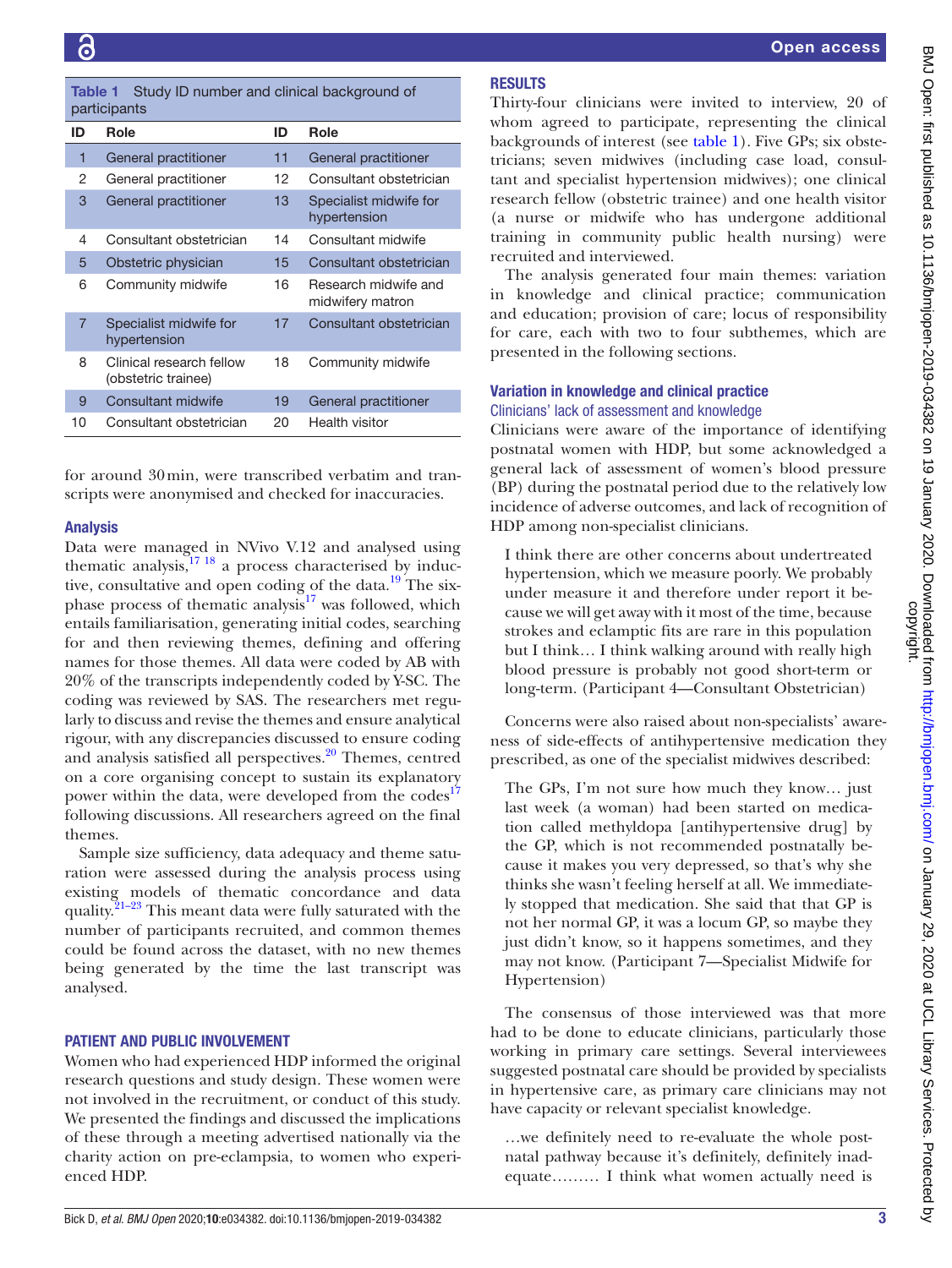**Table 1** Study ID number and clinical background of participants

| ID | Role | ID | Role |
|---|---|---|---|
| 1 | General practitioner | 11 | General practitioner |
| 2 | General practitioner | 12 | Consultant obstetrician |
| 3 | General practitioner | 13 | Specialist midwife for hypertension |
| 4 | Consultant obstetrician | 14 | Consultant midwife |
| 5 | Obstetric physician | 15 | Consultant obstetrician |
| 6 | Community midwife | 16 | Research midwife and midwifery matron |
| 7 | Specialist midwife for hypertension | 17 | Consultant obstetrician |
| 8 | Clinical research fellow (obstetric trainee) | 18 | Community midwife |
| 9 | Consultant midwife | 19 | General practitioner |
| 10 | Consultant obstetrician | 20 | Health visitor |

for around 30 min, were transcribed verbatim and transcripts were anonymised and checked for inaccuracies.

### Analysis

Data were managed in NVivo V.12 and analysed using thematic analysis,[17 18] a process characterised by inductive, consultative and open coding of the data.[19] The six-phase process of thematic analysis[17] was followed, which entails familiarisation, generating initial codes, searching for and then reviewing themes, defining and offering names for those themes. All data were coded by AB with 20% of the transcripts independently coded by Y-SC. The coding was reviewed by SAS. The researchers met regularly to discuss and revise the themes and ensure analytical rigour, with any discrepancies discussed to ensure coding and analysis satisfied all perspectives.[20] Themes, centred on a core organising concept to sustain its explanatory power within the data, were developed from the codes[17] following discussions. All researchers agreed on the final themes.

Sample size sufficiency, data adequacy and theme saturation were assessed during the analysis process using existing models of thematic concordance and data quality.[21–23] This meant data were fully saturated with the number of participants recruited, and common themes could be found across the dataset, with no new themes being generated by the time the last transcript was analysed.

## PATIENT AND PUBLIC INVOLVEMENT

Women who had experienced HDP informed the original research questions and study design. These women were not involved in the recruitment, or conduct of this study. We presented the findings and discussed the implications of these through a meeting advertised nationally via the charity action on pre-eclampsia, to women who experienced HDP.

## RESULTS

Thirty-four clinicians were invited to interview, 20 of whom agreed to participate, representing the clinical backgrounds of interest (see table 1). Five GPs; six obstetricians; seven midwives (including case load, consultant and specialist hypertension midwives); one clinical research fellow (obstetric trainee) and one health visitor (a nurse or midwife who has undergone additional training in community public health nursing) were recruited and interviewed.

The analysis generated four main themes: variation in knowledge and clinical practice; communication and education; provision of care; locus of responsibility for care, each with two to four subthemes, which are presented in the following sections.

### Variation in knowledge and clinical practice

#### Clinicians' lack of assessment and knowledge

Clinicians were aware of the importance of identifying postnatal women with HDP, but some acknowledged a general lack of assessment of women's blood pressure (BP) during the postnatal period due to the relatively low incidence of adverse outcomes, and lack of recognition of HDP among non-specialist clinicians.

> I think there are other concerns about undertreated hypertension, which we measure poorly. We probably under measure it and therefore under report it because we will get away with it most of the time, because strokes and eclamptic fits are rare in this population but I think… I think walking around with really high blood pressure is probably not good short-term or long-term. (Participant 4—Consultant Obstetrician)

Concerns were also raised about non-specialists' awareness of side-effects of antihypertensive medication they prescribed, as one of the specialist midwives described:

> The GPs, I'm not sure how much they know… just last week (a woman) had been started on medication called methyldopa [antihypertensive drug] by the GP, which is not recommended postnatally because it makes you very depressed, so that's why she thinks she wasn't feeling herself at all. We immediately stopped that medication. She said that that GP is not her normal GP, it was a locum GP, so maybe they just didn't know, so it happens sometimes, and they may not know. (Participant 7—Specialist Midwife for Hypertension)

The consensus of those interviewed was that more had to be done to educate clinicians, particularly those working in primary care settings. Several interviewees suggested postnatal care should be provided by specialists in hypertensive care, as primary care clinicians may not have capacity or relevant specialist knowledge.

> …we definitely need to re-evaluate the whole postnatal pathway because it's definitely, definitely inadequate……… I think what women actually need is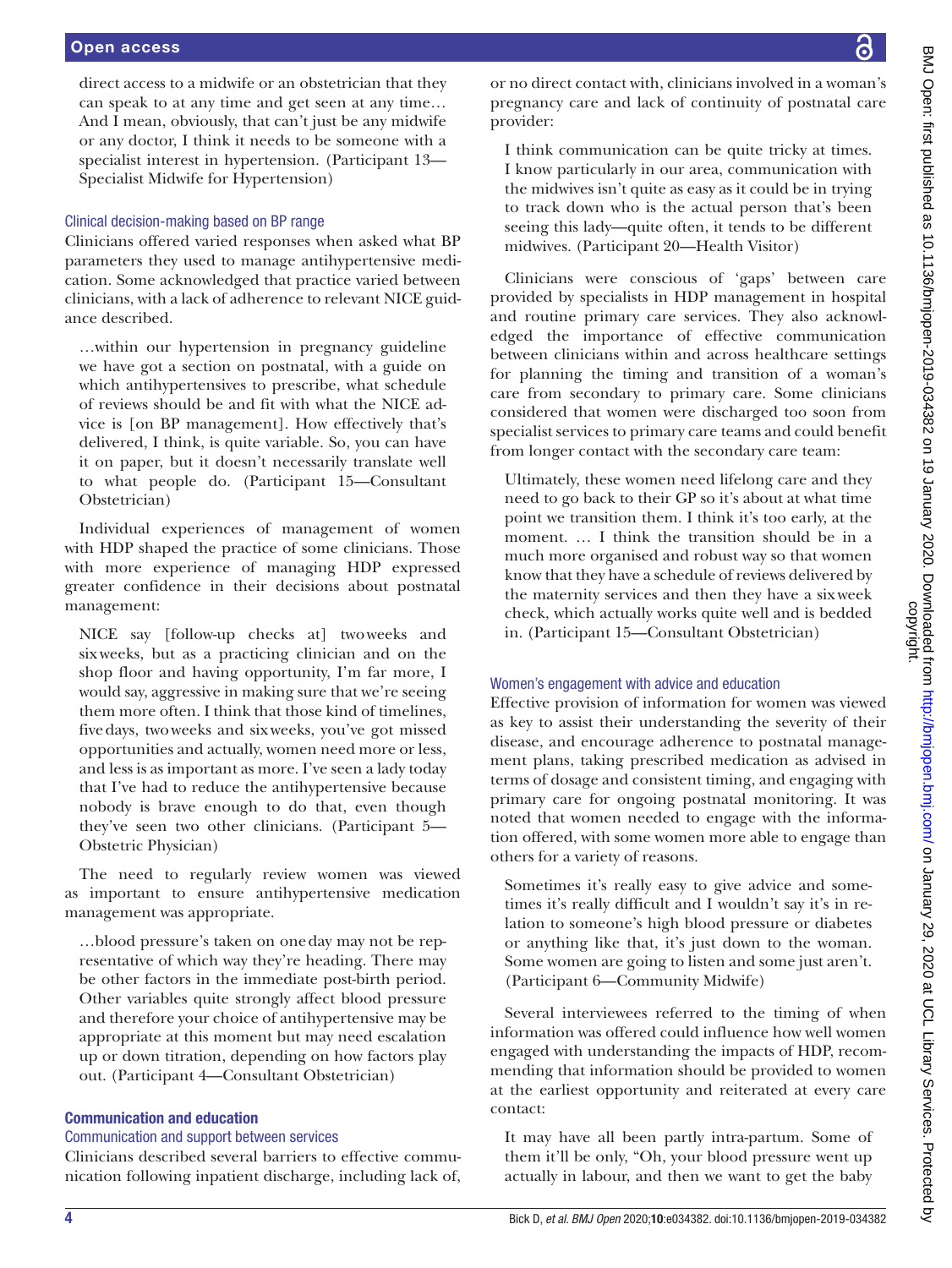direct access to a midwife or an obstetrician that they can speak to at any time and get seen at any time… And I mean, obviously, that can't just be any midwife or any doctor, I think it needs to be someone with a specialist interest in hypertension. (Participant 13—Specialist Midwife for Hypertension)

### Clinical decision-making based on BP range

Clinicians offered varied responses when asked what BP parameters they used to manage antihypertensive medication. Some acknowledged that practice varied between clinicians, with a lack of adherence to relevant NICE guidance described.

> …within our hypertension in pregnancy guideline we have got a section on postnatal, with a guide on which antihypertensives to prescribe, what schedule of reviews should be and fit with what the NICE advice is [on BP management]. How effectively that's delivered, I think, is quite variable. So, you can have it on paper, but it doesn't necessarily translate well to what people do. (Participant 15—Consultant Obstetrician)

Individual experiences of management of women with HDP shaped the practice of some clinicians. Those with more experience of managing HDP expressed greater confidence in their decisions about postnatal management:

> NICE say [follow-up checks at] two weeks and six weeks, but as a practicing clinician and on the shop floor and having opportunity, I'm far more, I would say, aggressive in making sure that we're seeing them more often. I think that those kind of timelines, five days, two weeks and six weeks, you've got missed opportunities and actually, women need more or less, and less is as important as more. I've seen a lady today that I've had to reduce the antihypertensive because nobody is brave enough to do that, even though they've seen two other clinicians. (Participant 5—Obstetric Physician)

The need to regularly review women was viewed as important to ensure antihypertensive medication management was appropriate.

> …blood pressure's taken on one day may not be representative of which way they're heading. There may be other factors in the immediate post-birth period. Other variables quite strongly affect blood pressure and therefore your choice of antihypertensive may be appropriate at this moment but may need escalation up or down titration, depending on how factors play out. (Participant 4—Consultant Obstetrician)

## Communication and education

### Communication and support between services

Clinicians described several barriers to effective communication following inpatient discharge, including lack of, or no direct contact with, clinicians involved in a woman's pregnancy care and lack of continuity of postnatal care provider:

> I think communication can be quite tricky at times. I know particularly in our area, communication with the midwives isn't quite as easy as it could be in trying to track down who is the actual person that's been seeing this lady—quite often, it tends to be different midwives. (Participant 20—Health Visitor)

Clinicians were conscious of 'gaps' between care provided by specialists in HDP management in hospital and routine primary care services. They also acknowledged the importance of effective communication between clinicians within and across healthcare settings for planning the timing and transition of a woman's care from secondary to primary care. Some clinicians considered that women were discharged too soon from specialist services to primary care teams and could benefit from longer contact with the secondary care team:

> Ultimately, these women need lifelong care and they need to go back to their GP so it's about at what time point we transition them. I think it's too early, at the moment. … I think the transition should be in a much more organised and robust way so that women know that they have a schedule of reviews delivered by the maternity services and then they have a six week check, which actually works quite well and is bedded in. (Participant 15—Consultant Obstetrician)

### Women's engagement with advice and education

Effective provision of information for women was viewed as key to assist their understanding the severity of their disease, and encourage adherence to postnatal management plans, taking prescribed medication as advised in terms of dosage and consistent timing, and engaging with primary care for ongoing postnatal monitoring. It was noted that women needed to engage with the information offered, with some women more able to engage than others for a variety of reasons.

> Sometimes it's really easy to give advice and sometimes it's really difficult and I wouldn't say it's in relation to someone's high blood pressure or diabetes or anything like that, it's just down to the woman. Some women are going to listen and some just aren't. (Participant 6—Community Midwife)

Several interviewees referred to the timing of when information was offered could influence how well women engaged with understanding the impacts of HDP, recommending that information should be provided to women at the earliest opportunity and reiterated at every care contact:

> It may have all been partly intra-partum. Some of them it'll be only, "Oh, your blood pressure went up actually in labour, and then we want to get the baby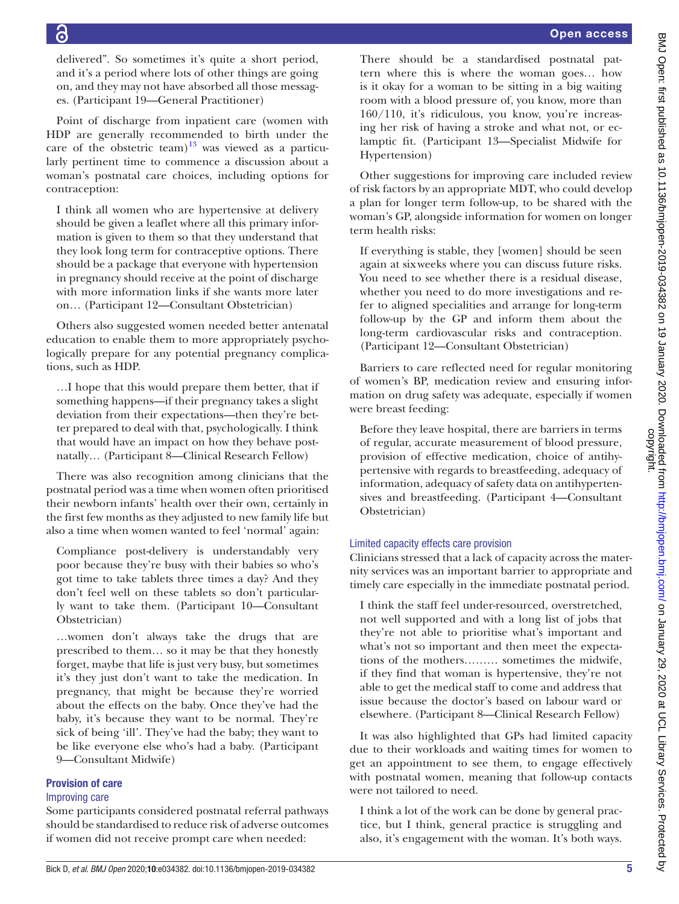delivered". So sometimes it's quite a short period, and it's a period where lots of other things are going on, and they may not have absorbed all those messages. (Participant 19—General Practitioner)

Point of discharge from inpatient care (women with HDP are generally recommended to birth under the care of the obstetric team)[13] was viewed as a particularly pertinent time to commence a discussion about a woman's postnatal care choices, including options for contraception:

> I think all women who are hypertensive at delivery should be given a leaflet where all this primary information is given to them so that they understand that they look long term for contraceptive options. There should be a package that everyone with hypertension in pregnancy should receive at the point of discharge with more information links if she wants more later on… (Participant 12—Consultant Obstetrician)

Others also suggested women needed better antenatal education to enable them to more appropriately psychologically prepare for any potential pregnancy complications, such as HDP.

> …I hope that this would prepare them better, that if something happens—if their pregnancy takes a slight deviation from their expectations—then they're better prepared to deal with that, psychologically. I think that would have an impact on how they behave postnatally… (Participant 8—Clinical Research Fellow)

There was also recognition among clinicians that the postnatal period was a time when women often prioritised their newborn infants' health over their own, certainly in the first few months as they adjusted to new family life but also a time when women wanted to feel 'normal' again:

> Compliance post-delivery is understandably very poor because they're busy with their babies so who's got time to take tablets three times a day? And they don't feel well on these tablets so don't particularly want to take them. (Participant 10—Consultant Obstetrician)

> …women don't always take the drugs that are prescribed to them… so it may be that they honestly forget, maybe that life is just very busy, but sometimes it's they just don't want to take the medication. In pregnancy, that might be because they're worried about the effects on the baby. Once they've had the baby, it's because they want to be normal. They're sick of being 'ill'. They've had the baby; they want to be like everyone else who's had a baby. (Participant 9—Consultant Midwife)

## Provision of care

### Improving care

Some participants considered postnatal referral pathways should be standardised to reduce risk of adverse outcomes if women did not receive prompt care when needed:

> There should be a standardised postnatal pattern where this is where the woman goes… how is it okay for a woman to be sitting in a big waiting room with a blood pressure of, you know, more than 160/110, it's ridiculous, you know, you're increasing her risk of having a stroke and what not, or eclamptic fit. (Participant 13—Specialist Midwife for Hypertension)

Other suggestions for improving care included review of risk factors by an appropriate MDT, who could develop a plan for longer term follow-up, to be shared with the woman's GP, alongside information for women on longer term health risks:

> If everything is stable, they [women] should be seen again at six weeks where you can discuss future risks. You need to see whether there is a residual disease, whether you need to do more investigations and refer to aligned specialities and arrange for long-term follow-up by the GP and inform them about the long-term cardiovascular risks and contraception. (Participant 12—Consultant Obstetrician)

Barriers to care reflected need for regular monitoring of women's BP, medication review and ensuring information on drug safety was adequate, especially if women were breast feeding:

> Before they leave hospital, there are barriers in terms of regular, accurate measurement of blood pressure, provision of effective medication, choice of antihypertensive with regards to breastfeeding, adequacy of information, adequacy of safety data on antihypertensives and breastfeeding. (Participant 4—Consultant Obstetrician)

### Limited capacity effects care provision

Clinicians stressed that a lack of capacity across the maternity services was an important barrier to appropriate and timely care especially in the immediate postnatal period.

> I think the staff feel under-resourced, overstretched, not well supported and with a long list of jobs that they're not able to prioritise what's important and what's not so important and then meet the expectations of the mothers……… sometimes the midwife, if they find that woman is hypertensive, they're not able to get the medical staff to come and address that issue because the doctor's based on labour ward or elsewhere. (Participant 8—Clinical Research Fellow)

It was also highlighted that GPs had limited capacity due to their workloads and waiting times for women to get an appointment to see them, to engage effectively with postnatal women, meaning that follow-up contacts were not tailored to need.

> I think a lot of the work can be done by general practice, but I think, general practice is struggling and also, it's engagement with the woman. It's both ways.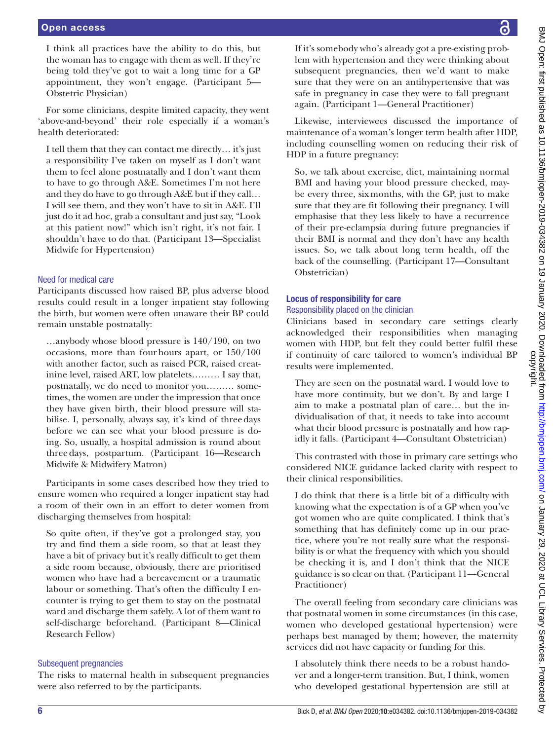I think all practices have the ability to do this, but the woman has to engage with them as well. If they're being told they've got to wait a long time for a GP appointment, they won't engage. (Participant 5—Obstetric Physician)

For some clinicians, despite limited capacity, they went 'above-and-beyond' their role especially if a woman's health deteriorated:

I tell them that they can contact me directly… it's just a responsibility I've taken on myself as I don't want them to feel alone postnatally and I don't want them to have to go through A&E. Sometimes I'm not here and they do have to go through A&E but if they call… I will see them, and they won't have to sit in A&E. I'll just do it ad hoc, grab a consultant and just say, "Look at this patient now!" which isn't right, it's not fair. I shouldn't have to do that. (Participant 13—Specialist Midwife for Hypertension)

### Need for medical care

Participants discussed how raised BP, plus adverse blood results could result in a longer inpatient stay following the birth, but women were often unaware their BP could remain unstable postnatally:

…anybody whose blood pressure is 140/190, on two occasions, more than four hours apart, or 150/100 with another factor, such as raised PCR, raised creatinine level, raised ART, low platelets……… I say that, postnatally, we do need to monitor you……… sometimes, the women are under the impression that once they have given birth, their blood pressure will stabilise. I, personally, always say, it's kind of three days before we can see what your blood pressure is doing. So, usually, a hospital admission is round about three days, postpartum. (Participant 16—Research Midwife & Midwifery Matron)

Participants in some cases described how they tried to ensure women who required a longer inpatient stay had a room of their own in an effort to deter women from discharging themselves from hospital:

So quite often, if they've got a prolonged stay, you try and find them a side room, so that at least they have a bit of privacy but it's really difficult to get them a side room because, obviously, there are prioritised women who have had a bereavement or a traumatic labour or something. That's often the difficulty I encounter is trying to get them to stay on the postnatal ward and discharge them safely. A lot of them want to self-discharge beforehand. (Participant 8—Clinical Research Fellow)

### Subsequent pregnancies

The risks to maternal health in subsequent pregnancies were also referred to by the participants.

If it's somebody who's already got a pre-existing problem with hypertension and they were thinking about subsequent pregnancies, then we'd want to make sure that they were on an antihypertensive that was safe in pregnancy in case they were to fall pregnant again. (Participant 1—General Practitioner)

Likewise, interviewees discussed the importance of maintenance of a woman's longer term health after HDP, including counselling women on reducing their risk of HDP in a future pregnancy:

So, we talk about exercise, diet, maintaining normal BMI and having your blood pressure checked, maybe every three, six months, with the GP, just to make sure that they are fit following their pregnancy. I will emphasise that they less likely to have a recurrence of their pre-eclampsia during future pregnancies if their BMI is normal and they don't have any health issues. So, we talk about long term health, off the back of the counselling. (Participant 17—Consultant Obstetrician)

## Locus of responsibility for care

### Responsibility placed on the clinician

Clinicians based in secondary care settings clearly acknowledged their responsibilities when managing women with HDP, but felt they could better fulfil these if continuity of care tailored to women's individual BP results were implemented.

They are seen on the postnatal ward. I would love to have more continuity, but we don't. By and large I aim to make a postnatal plan of care… but the individualisation of that, it needs to take into account what their blood pressure is postnatally and how rapidly it falls. (Participant 4—Consultant Obstetrician)

This contrasted with those in primary care settings who considered NICE guidance lacked clarity with respect to their clinical responsibilities.

I do think that there is a little bit of a difficulty with knowing what the expectation is of a GP when you've got women who are quite complicated. I think that's something that has definitely come up in our practice, where you're not really sure what the responsibility is or what the frequency with which you should be checking it is, and I don't think that the NICE guidance is so clear on that. (Participant 11—General Practitioner)

The overall feeling from secondary care clinicians was that postnatal women in some circumstances (in this case, women who developed gestational hypertension) were perhaps best managed by them; however, the maternity services did not have capacity or funding for this.

I absolutely think there needs to be a robust handover and a longer-term transition. But, I think, women who developed gestational hypertension are still at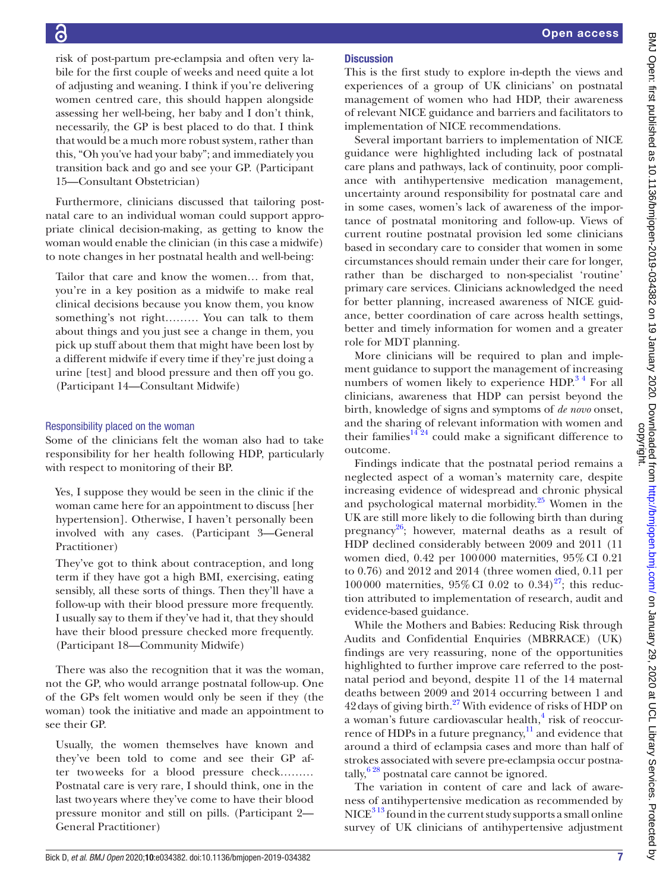risk of post-partum pre-eclampsia and often very labile for the first couple of weeks and need quite a lot of adjusting and weaning. I think if you're delivering women centred care, this should happen alongside assessing her well-being, her baby and I don't think, necessarily, the GP is best placed to do that. I think that would be a much more robust system, rather than this, "Oh you've had your baby"; and immediately you transition back and go and see your GP. (Participant 15—Consultant Obstetrician)

Furthermore, clinicians discussed that tailoring postnatal care to an individual woman could support appropriate clinical decision-making, as getting to know the woman would enable the clinician (in this case a midwife) to note changes in her postnatal health and well-being:

> Tailor that care and know the women… from that, you're in a key position as a midwife to make real clinical decisions because you know them, you know something's not right……… You can talk to them about things and you just see a change in them, you pick up stuff about them that might have been lost by a different midwife if every time if they're just doing a urine [test] and blood pressure and then off you go. (Participant 14—Consultant Midwife)

### Responsibility placed on the woman

Some of the clinicians felt the woman also had to take responsibility for her health following HDP, particularly with respect to monitoring of their BP.

> Yes, I suppose they would be seen in the clinic if the woman came here for an appointment to discuss [her hypertension]. Otherwise, I haven't personally been involved with any cases. (Participant 3—General Practitioner)

> They've got to think about contraception, and long term if they have got a high BMI, exercising, eating sensibly, all these sorts of things. Then they'll have a follow-up with their blood pressure more frequently. I usually say to them if they've had it, that they should have their blood pressure checked more frequently. (Participant 18—Community Midwife)

There was also the recognition that it was the woman, not the GP, who would arrange postnatal follow-up. One of the GPs felt women would only be seen if they (the woman) took the initiative and made an appointment to see their GP.

> Usually, the women themselves have known and they've been told to come and see their GP after two weeks for a blood pressure check……… Postnatal care is very rare, I should think, one in the last two years where they've come to have their blood pressure monitor and still on pills. (Participant 2—General Practitioner)

## Discussion

This is the first study to explore in-depth the views and experiences of a group of UK clinicians' on postnatal management of women who had HDP, their awareness of relevant NICE guidance and barriers and facilitators to implementation of NICE recommendations.

Several important barriers to implementation of NICE guidance were highlighted including lack of postnatal care plans and pathways, lack of continuity, poor compliance with antihypertensive medication management, uncertainty around responsibility for postnatal care and in some cases, women's lack of awareness of the importance of postnatal monitoring and follow-up. Views of current routine postnatal provision led some clinicians based in secondary care to consider that women in some circumstances should remain under their care for longer, rather than be discharged to non-specialist 'routine' primary care services. Clinicians acknowledged the need for better planning, increased awareness of NICE guidance, better coordination of care across health settings, better and timely information for women and a greater role for MDT planning.

More clinicians will be required to plan and implement guidance to support the management of increasing numbers of women likely to experience HDP.[3 4] For all clinicians, awareness that HDP can persist beyond the birth, knowledge of signs and symptoms of *de novo* onset, and the sharing of relevant information with women and their families[14 24] could make a significant difference to outcome.

Findings indicate that the postnatal period remains a neglected aspect of a woman's maternity care, despite increasing evidence of widespread and chronic physical and psychological maternal morbidity.[25] Women in the UK are still more likely to die following birth than during pregnancy[26]; however, maternal deaths as a result of HDP declined considerably between 2009 and 2011 (11 women died, 0.42 per 100 000 maternities, 95% CI 0.21 to 0.76) and 2012 and 2014 (three women died, 0.11 per 100 000 maternities, 95% CI 0.02 to 0.34)[27]; this reduction attributed to implementation of research, audit and evidence-based guidance.

While the Mothers and Babies: Reducing Risk through Audits and Confidential Enquiries (MBRRACE) (UK) findings are very reassuring, none of the opportunities highlighted to further improve care referred to the postnatal period and beyond, despite 11 of the 14 maternal deaths between 2009 and 2014 occurring between 1 and 42 days of giving birth.[27] With evidence of risks of HDP on a woman's future cardiovascular health,[4] risk of reoccurrence of HDPs in a future pregnancy,[11] and evidence that around a third of eclampsia cases and more than half of strokes associated with severe pre-eclampsia occur postnatally,[6 28] postnatal care cannot be ignored.

The variation in content of care and lack of awareness of antihypertensive medication as recommended by NICE[3 13] found in the current study supports a small online survey of UK clinicians of antihypertensive adjustment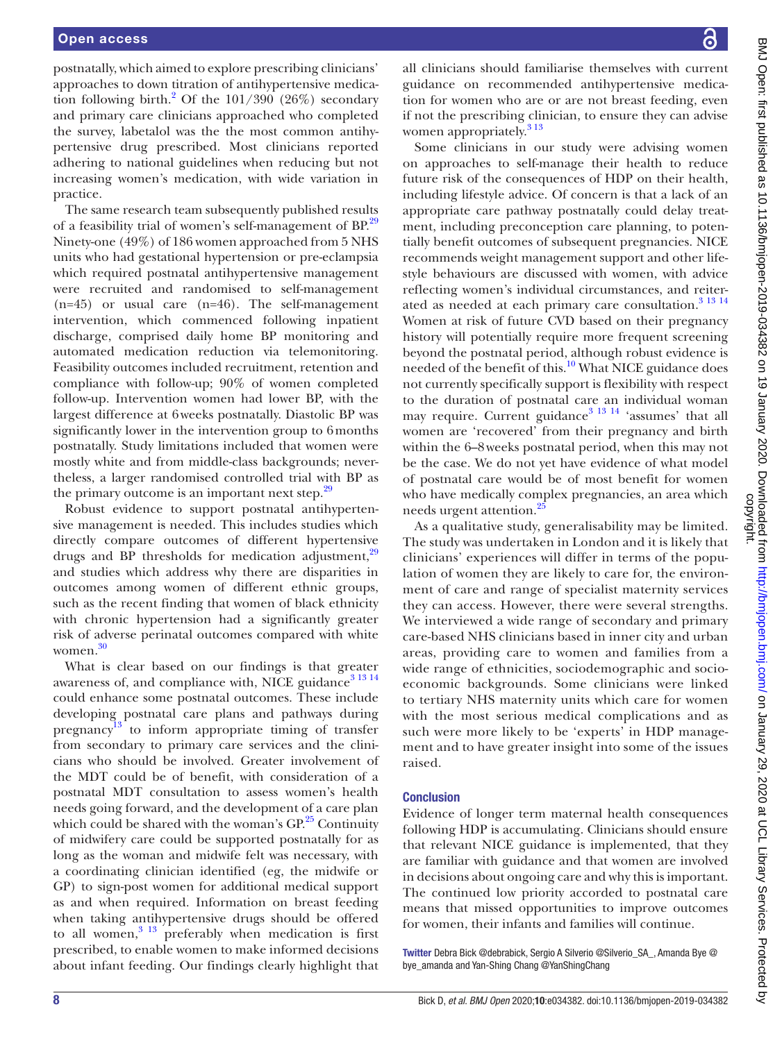postnatally, which aimed to explore prescribing clinicians' approaches to down titration of antihypertensive medication following birth.[2] Of the 101/390 (26%) secondary and primary care clinicians approached who completed the survey, labetalol was the the most common antihypertensive drug prescribed. Most clinicians reported adhering to national guidelines when reducing but not increasing women's medication, with wide variation in practice.

The same research team subsequently published results of a feasibility trial of women's self-management of BP.[29] Ninety-one (49%) of 186 women approached from 5 NHS units who had gestational hypertension or pre-eclampsia which required postnatal antihypertensive management were recruited and randomised to self-management (n=45) or usual care (n=46). The self-management intervention, which commenced following inpatient discharge, comprised daily home BP monitoring and automated medication reduction via telemonitoring. Feasibility outcomes included recruitment, retention and compliance with follow-up; 90% of women completed follow-up. Intervention women had lower BP, with the largest difference at 6 weeks postnatally. Diastolic BP was significantly lower in the intervention group to 6 months postnatally. Study limitations included that women were mostly white and from middle-class backgrounds; nevertheless, a larger randomised controlled trial with BP as the primary outcome is an important next step.[29]

Robust evidence to support postnatal antihypertensive management is needed. This includes studies which directly compare outcomes of different hypertensive drugs and BP thresholds for medication adjustment,[29] and studies which address why there are disparities in outcomes among women of different ethnic groups, such as the recent finding that women of black ethnicity with chronic hypertension had a significantly greater risk of adverse perinatal outcomes compared with white women.[30]

What is clear based on our findings is that greater awareness of, and compliance with, NICE guidance[3 13 14] could enhance some postnatal outcomes. These include developing postnatal care plans and pathways during pregnancy[13] to inform appropriate timing of transfer from secondary to primary care services and the clinicians who should be involved. Greater involvement of the MDT could be of benefit, with consideration of a postnatal MDT consultation to assess women's health needs going forward, and the development of a care plan which could be shared with the woman's GP.[25] Continuity of midwifery care could be supported postnatally for as long as the woman and midwife felt was necessary, with a coordinating clinician identified (eg, the midwife or GP) to sign-post women for additional medical support as and when required. Information on breast feeding when taking antihypertensive drugs should be offered to all women,[3 13] preferably when medication is first prescribed, to enable women to make informed decisions about infant feeding. Our findings clearly highlight that all clinicians should familiarise themselves with current guidance on recommended antihypertensive medication for women who are or are not breast feeding, even if not the prescribing clinician, to ensure they can advise women appropriately.[3 13]

Some clinicians in our study were advising women on approaches to self-manage their health to reduce future risk of the consequences of HDP on their health, including lifestyle advice. Of concern is that a lack of an appropriate care pathway postnatally could delay treatment, including preconception care planning, to potentially benefit outcomes of subsequent pregnancies. NICE recommends weight management support and other lifestyle behaviours are discussed with women, with advice reflecting women's individual circumstances, and reiterated as needed at each primary care consultation.[3 13 14] Women at risk of future CVD based on their pregnancy history will potentially require more frequent screening beyond the postnatal period, although robust evidence is needed of the benefit of this.[10] What NICE guidance does not currently specifically support is flexibility with respect to the duration of postnatal care an individual woman may require. Current guidance[3 13 14] 'assumes' that all women are 'recovered' from their pregnancy and birth within the 6–8 weeks postnatal period, when this may not be the case. We do not yet have evidence of what model of postnatal care would be of most benefit for women who have medically complex pregnancies, an area which needs urgent attention.[25]

As a qualitative study, generalisability may be limited. The study was undertaken in London and it is likely that clinicians' experiences will differ in terms of the population of women they are likely to care for, the environment of care and range of specialist maternity services they can access. However, there were several strengths. We interviewed a wide range of secondary and primary care-based NHS clinicians based in inner city and urban areas, providing care to women and families from a wide range of ethnicities, sociodemographic and socioeconomic backgrounds. Some clinicians were linked to tertiary NHS maternity units which care for women with the most serious medical complications and as such were more likely to be 'experts' in HDP management and to have greater insight into some of the issues raised.

## Conclusion

Evidence of longer term maternal health consequences following HDP is accumulating. Clinicians should ensure that relevant NICE guidance is implemented, that they are familiar with guidance and that women are involved in decisions about ongoing care and why this is important. The continued low priority accorded to postnatal care means that missed opportunities to improve outcomes for women, their infants and families will continue.

**Twitter** Debra Bick @debrabick, Sergio A Silverio @Silverio_SA_, Amanda Bye @bye_amanda and Yan-Shing Chang @YanShingChang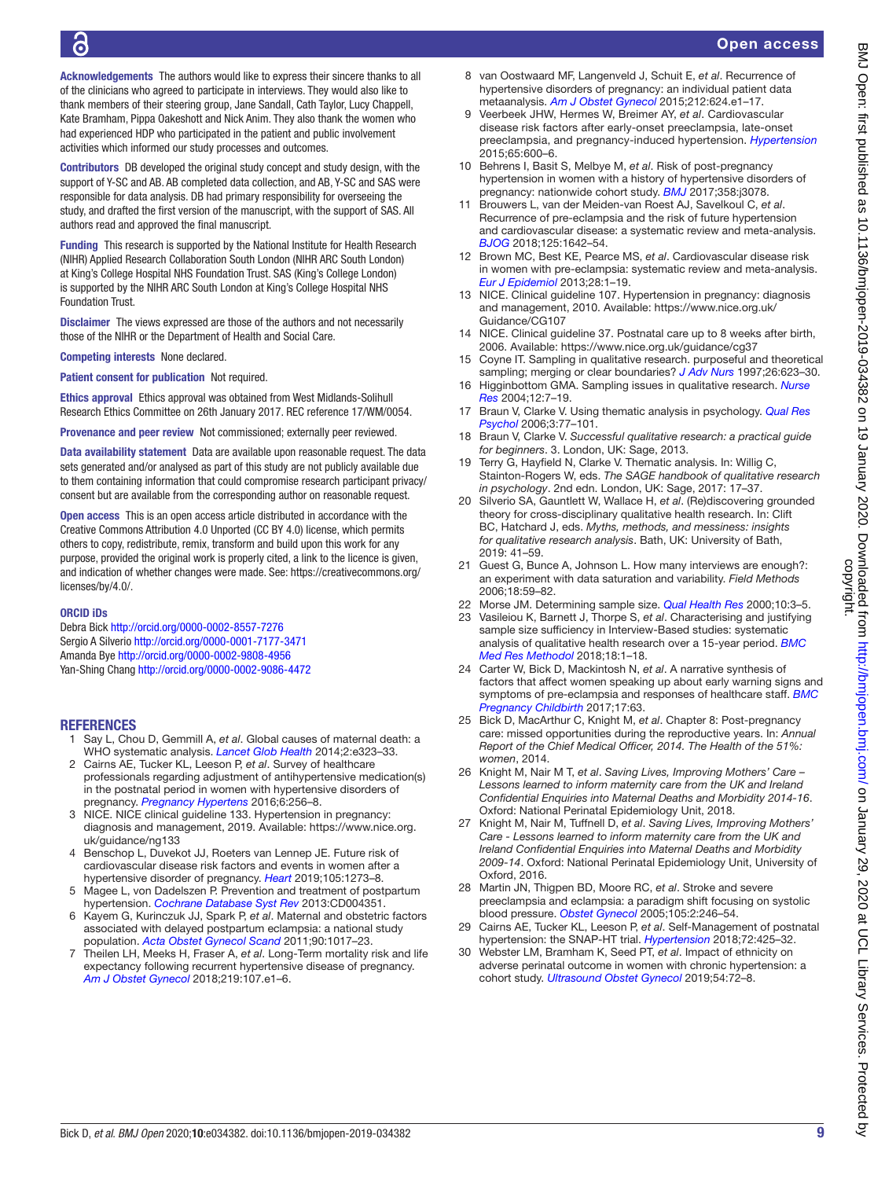**Acknowledgements** The authors would like to express their sincere thanks to all of the clinicians who agreed to participate in interviews. They would also like to thank members of their steering group, Jane Sandall, Cath Taylor, Lucy Chappell, Kate Bramham, Pippa Oakeshott and Nick Anim. They also thank the women who had experienced HDP who participated in the patient and public involvement activities which informed our study processes and outcomes.

**Contributors** DB developed the original study concept and study design, with the support of Y-SC and AB. AB completed data collection, and AB, Y-SC and SAS were responsible for data analysis. DB had primary responsibility for overseeing the study, and drafted the first version of the manuscript, with the support of SAS. All authors read and approved the final manuscript.

**Funding** This research is supported by the National Institute for Health Research (NIHR) Applied Research Collaboration South London (NIHR ARC South London) at King's College Hospital NHS Foundation Trust. SAS (King's College London) is supported by the NIHR ARC South London at King's College Hospital NHS Foundation Trust.

**Disclaimer** The views expressed are those of the authors and not necessarily those of the NIHR or the Department of Health and Social Care.

**Competing interests** None declared.

**Patient consent for publication** Not required.

**Ethics approval** Ethics approval was obtained from West Midlands-Solihull Research Ethics Committee on 26th January 2017. REC reference 17/WM/0054.

**Provenance and peer review** Not commissioned; externally peer reviewed.

**Data availability statement** Data are available upon reasonable request. The data sets generated and/or analysed as part of this study are not publicly available due to them containing information that could compromise research participant privacy/consent but are available from the corresponding author on reasonable request.

**Open access** This is an open access article distributed in accordance with the Creative Commons Attribution 4.0 Unported (CC BY 4.0) license, which permits others to copy, redistribute, remix, transform and build upon this work for any purpose, provided the original work is properly cited, a link to the licence is given, and indication of whether changes were made. See: https://creativecommons.org/licenses/by/4.0/.

**ORCID iDs**

Debra Bick http://orcid.org/0000-0002-8557-7276
Sergio A Silverio http://orcid.org/0000-0001-7177-3471
Amanda Bye http://orcid.org/0000-0002-9808-4956
Yan-Shing Chang http://orcid.org/0000-0002-9086-4472

## REFERENCES

1. Say L, Chou D, Gemmill A, *et al*. Global causes of maternal death: a WHO systematic analysis. *Lancet Glob Health* 2014;2:e323–33.
2. Cairns AE, Tucker KL, Leeson P, *et al*. Survey of healthcare professionals regarding adjustment of antihypertensive medication(s) in the postnatal period in women with hypertensive disorders of pregnancy. *Pregnancy Hypertens* 2016;6:256–8.
3. NICE. NICE clinical guideline 133. Hypertension in pregnancy: diagnosis and management, 2019. Available: https://www.nice.org.uk/guidance/ng133
4. Benschop L, Duvekot JJ, Roeters van Lennep JE. Future risk of cardiovascular disease risk factors and events in women after a hypertensive disorder of pregnancy. *Heart* 2019;105:1273–8.
5. Magee L, von Dadelszen P. Prevention and treatment of postpartum hypertension. *Cochrane Database Syst Rev* 2013:CD004351.
6. Kayem G, Kurinczuk JJ, Spark P, *et al*. Maternal and obstetric factors associated with delayed postpartum eclampsia: a national study population. *Acta Obstet Gynecol Scand* 2011;90:1017–23.
7. Theilen LH, Meeks H, Fraser A, *et al*. Long-Term mortality risk and life expectancy following recurrent hypertensive disease of pregnancy. *Am J Obstet Gynecol* 2018;219:107.e1–6.
8. van Oostwaard MF, Langenveld J, Schuit E, *et al*. Recurrence of hypertensive disorders of pregnancy: an individual patient data metaanalysis. *Am J Obstet Gynecol* 2015;212:624.e1–17.
9. Veerbeek JHW, Hermes W, Breimer AY, *et al*. Cardiovascular disease risk factors after early-onset preeclampsia, late-onset preeclampsia, and pregnancy-induced hypertension. *Hypertension* 2015;65:600–6.
10. Behrens I, Basit S, Melbye M, *et al*. Risk of post-pregnancy hypertension in women with a history of hypertensive disorders of pregnancy: nationwide cohort study. *BMJ* 2017;358:j3078.
11. Brouwers L, van der Meiden-van Roest AJ, Savelkoul C, *et al*. Recurrence of pre-eclampsia and the risk of future hypertension and cardiovascular disease: a systematic review and meta-analysis. *BJOG* 2018;125:1642–54.
12. Brown MC, Best KE, Pearce MS, *et al*. Cardiovascular disease risk in women with pre-eclampsia: systematic review and meta-analysis. *Eur J Epidemiol* 2013;28:1–19.
13. NICE. Clinical guideline 107. Hypertension in pregnancy: diagnosis and management, 2010. Available: https://www.nice.org.uk/Guidance/CG107
14. NICE. Clinical guideline 37. Postnatal care up to 8 weeks after birth, 2006. Available: https://www.nice.org.uk/guidance/cg37
15. Coyne IT. Sampling in qualitative research. purposeful and theoretical sampling; merging or clear boundaries? *J Adv Nurs* 1997;26:623–30.
16. Higginbottom GMA. Sampling issues in qualitative research. *Nurse Res* 2004;12:7–19.
17. Braun V, Clarke V. Using thematic analysis in psychology. *Qual Res Psychol* 2006;3:77–101.
18. Braun V, Clarke V. *Successful qualitative research: a practical guide for beginners*. 3. London, UK: Sage, 2013.
19. Terry G, Hayfield N, Clarke V. Thematic analysis. In: Willig C, Stainton-Rogers W, eds. *The SAGE handbook of qualitative research in psychology*. 2nd edn. London, UK: Sage, 2017: 17–37.
20. Silverio SA, Gauntlett W, Wallace H, *et al*. (Re)discovering grounded theory for cross-disciplinary qualitative health research. In: Clift BC, Hatchard J, eds. *Myths, methods, and messiness: insights for qualitative research analysis*. Bath, UK: University of Bath, 2019: 41–59.
21. Guest G, Bunce A, Johnson L. How many interviews are enough?: an experiment with data saturation and variability. *Field Methods* 2006;18:59–82.
22. Morse JM. Determining sample size. *Qual Health Res* 2000;10:3–5.
23. Vasileiou K, Barnett J, Thorpe S, *et al*. Characterising and justifying sample size sufficiency in Interview-Based studies: systematic analysis of qualitative health research over a 15-year period. *BMC Med Res Methodol* 2018;18:1–18.
24. Carter W, Bick D, Mackintosh N, *et al*. A narrative synthesis of factors that affect women speaking up about early warning signs and symptoms of pre-eclampsia and responses of healthcare staff. *BMC Pregnancy Childbirth* 2017;17:63.
25. Bick D, MacArthur C, Knight M, *et al*. Chapter 8: Post-pregnancy care: missed opportunities during the reproductive years. In: *Annual Report of the Chief Medical Officer, 2014. The Health of the 51%: women*, 2014.
26. Knight M, Nair M T, *et al*. *Saving Lives, Improving Mothers' Care – Lessons learned to inform maternity care from the UK and Ireland Confidential Enquiries into Maternal Deaths and Morbidity 2014-16*. Oxford: National Perinatal Epidemiology Unit, 2018.
27. Knight M, Nair M, Tuffnell D, *et al*. *Saving Lives, Improving Mothers' Care - Lessons learned to inform maternity care from the UK and Ireland Confidential Enquiries into Maternal Deaths and Morbidity 2009-14*. Oxford: National Perinatal Epidemiology Unit, University of Oxford, 2016.
28. Martin JN, Thigpen BD, Moore RC, *et al*. Stroke and severe preeclampsia and eclampsia: a paradigm shift focusing on systolic blood pressure. *Obstet Gynecol* 2005;105:2:246–54.
29. Cairns AE, Tucker KL, Leeson P, *et al*. Self-Management of postnatal hypertension: the SNAP-HT trial. *Hypertension* 2018;72:425–32.
30. Webster LM, Bramham K, Seed PT, *et al*. Impact of ethnicity on adverse perinatal outcome in women with chronic hypertension: a cohort study. *Ultrasound Obstet Gynecol* 2019;54:72–8.